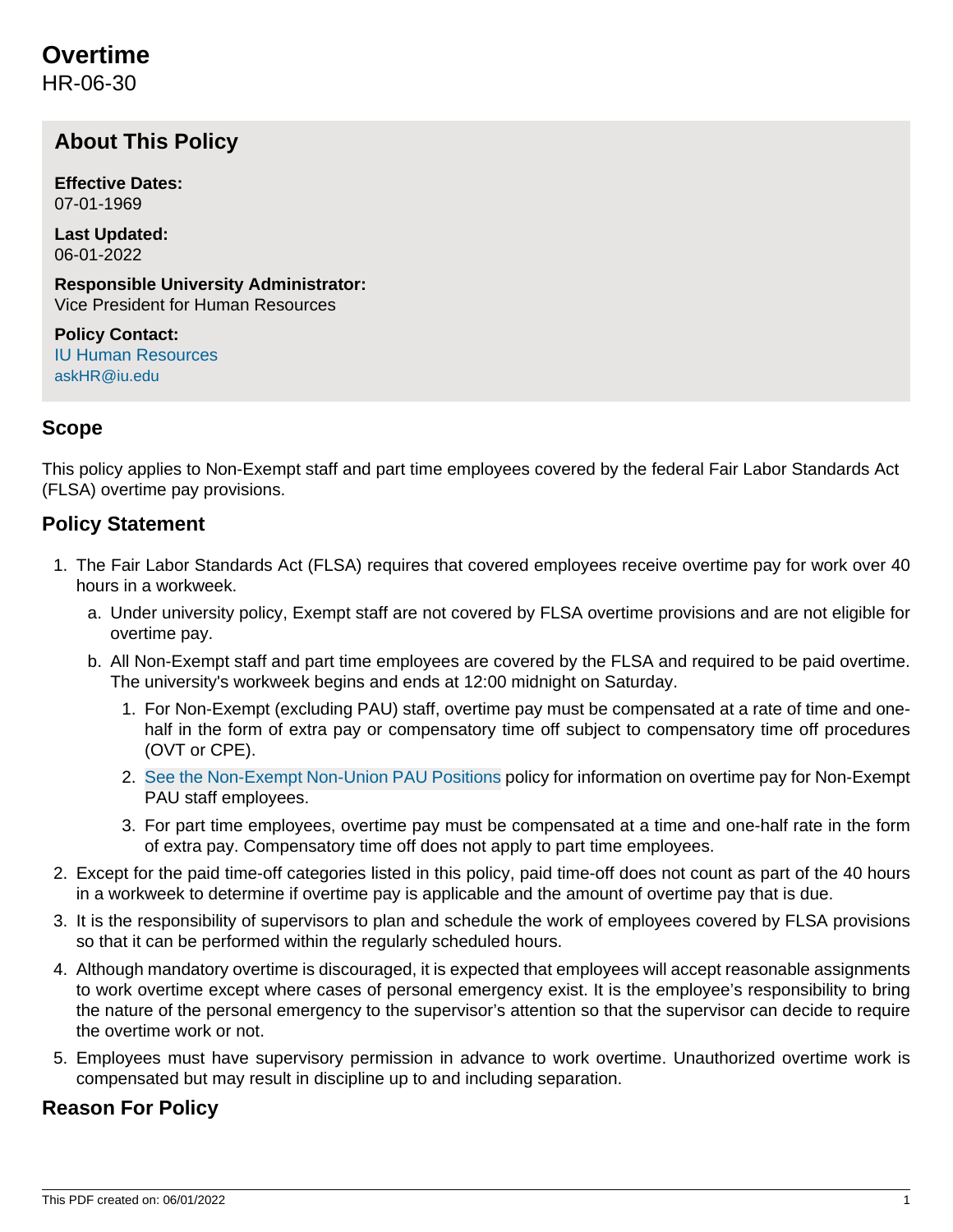# Overtime

HR-06-30

## About This Policy

**Effective Dates:**
07-01-1969

**Last Updated:**
06-01-2022

**Responsible University Administrator:**
Vice President for Human Resources

**Policy Contact:**
IU Human Resources
askHR@iu.edu

## Scope

This policy applies to Non-Exempt staff and part time employees covered by the federal Fair Labor Standards Act (FLSA) overtime pay provisions.

## Policy Statement

1. The Fair Labor Standards Act (FLSA) requires that covered employees receive overtime pay for work over 40 hours in a workweek.
   a. Under university policy, Exempt staff are not covered by FLSA overtime provisions and are not eligible for overtime pay.
   b. All Non-Exempt staff and part time employees are covered by the FLSA and required to be paid overtime. The university's workweek begins and ends at 12:00 midnight on Saturday.
      1. For Non-Exempt (excluding PAU) staff, overtime pay must be compensated at a rate of time and one-half in the form of extra pay or compensatory time off subject to compensatory time off procedures (OVT or CPE).
      2. See the Non-Exempt Non-Union PAU Positions policy for information on overtime pay for Non-Exempt PAU staff employees.
      3. For part time employees, overtime pay must be compensated at a time and one-half rate in the form of extra pay. Compensatory time off does not apply to part time employees.
2. Except for the paid time-off categories listed in this policy, paid time-off does not count as part of the 40 hours in a workweek to determine if overtime pay is applicable and the amount of overtime pay that is due.
3. It is the responsibility of supervisors to plan and schedule the work of employees covered by FLSA provisions so that it can be performed within the regularly scheduled hours.
4. Although mandatory overtime is discouraged, it is expected that employees will accept reasonable assignments to work overtime except where cases of personal emergency exist. It is the employee's responsibility to bring the nature of the personal emergency to the supervisor's attention so that the supervisor can decide to require the overtime work or not.
5. Employees must have supervisory permission in advance to work overtime. Unauthorized overtime work is compensated but may result in discipline up to and including separation.

## Reason For Policy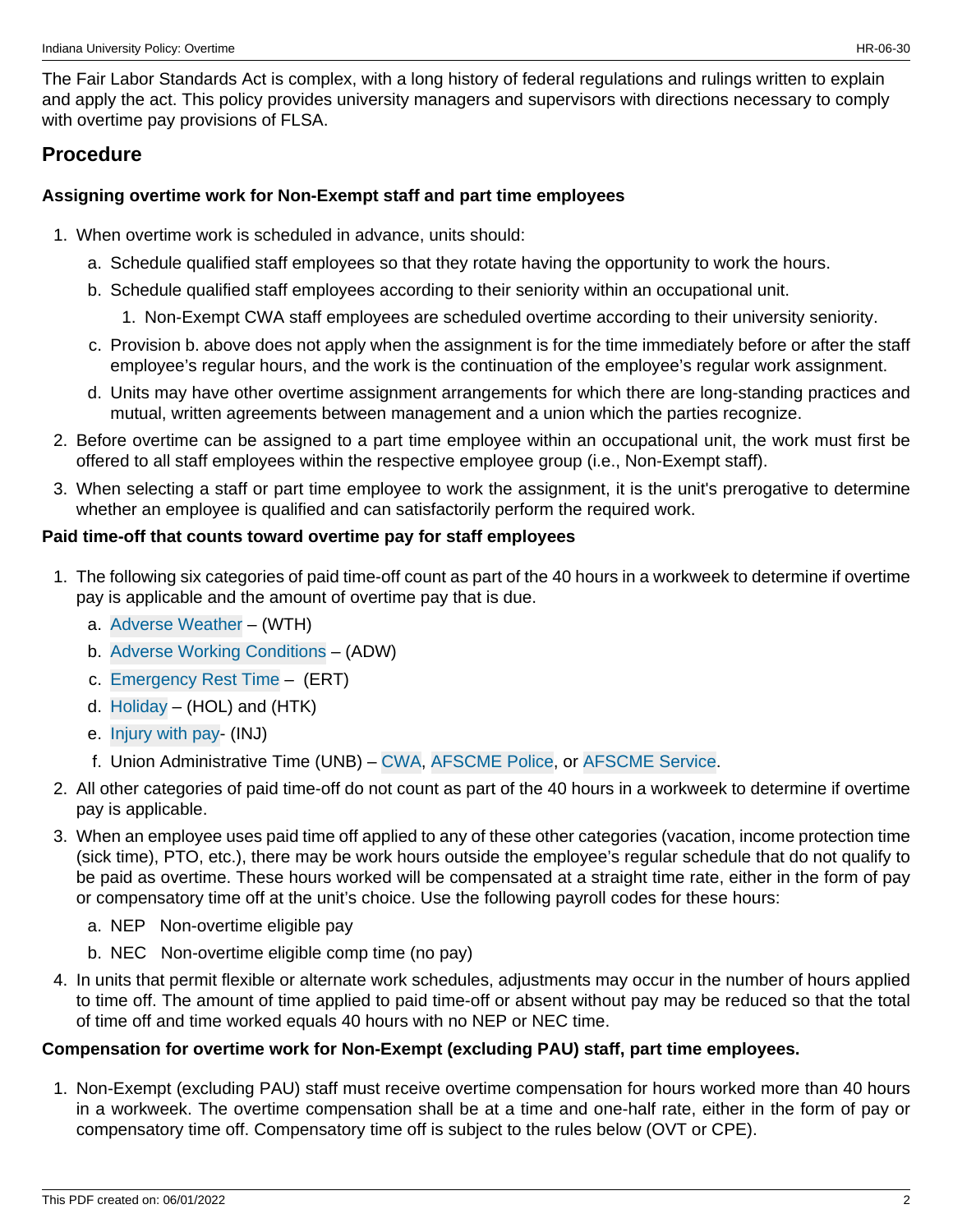The Fair Labor Standards Act is complex, with a long history of federal regulations and rulings written to explain and apply the act. This policy provides university managers and supervisors with directions necessary to comply with overtime pay provisions of FLSA.

## Procedure

**Assigning overtime work for Non-Exempt staff and part time employees**

1. When overtime work is scheduled in advance, units should:
   a. Schedule qualified staff employees so that they rotate having the opportunity to work the hours.
   b. Schedule qualified staff employees according to their seniority within an occupational unit.
      1. Non-Exempt CWA staff employees are scheduled overtime according to their university seniority.
   c. Provision b. above does not apply when the assignment is for the time immediately before or after the staff employee's regular hours, and the work is the continuation of the employee's regular work assignment.
   d. Units may have other overtime assignment arrangements for which there are long-standing practices and mutual, written agreements between management and a union which the parties recognize.
2. Before overtime can be assigned to a part time employee within an occupational unit, the work must first be offered to all staff employees within the respective employee group (i.e., Non-Exempt staff).
3. When selecting a staff or part time employee to work the assignment, it is the unit's prerogative to determine whether an employee is qualified and can satisfactorily perform the required work.

**Paid time-off that counts toward overtime pay for staff employees**

1. The following six categories of paid time-off count as part of the 40 hours in a workweek to determine if overtime pay is applicable and the amount of overtime pay that is due.
   a. Adverse Weather – (WTH)
   b. Adverse Working Conditions – (ADW)
   c. Emergency Rest Time – (ERT)
   d. Holiday – (HOL) and (HTK)
   e. Injury with pay- (INJ)
   f. Union Administrative Time (UNB) – CWA, AFSCME Police, or AFSCME Service.
2. All other categories of paid time-off do not count as part of the 40 hours in a workweek to determine if overtime pay is applicable.
3. When an employee uses paid time off applied to any of these other categories (vacation, income protection time (sick time), PTO, etc.), there may be work hours outside the employee's regular schedule that do not qualify to be paid as overtime. These hours worked will be compensated at a straight time rate, either in the form of pay or compensatory time off at the unit's choice. Use the following payroll codes for these hours:
   a. NEP Non-overtime eligible pay
   b. NEC Non-overtime eligible comp time (no pay)
4. In units that permit flexible or alternate work schedules, adjustments may occur in the number of hours applied to time off. The amount of time applied to paid time-off or absent without pay may be reduced so that the total of time off and time worked equals 40 hours with no NEP or NEC time.

**Compensation for overtime work for Non-Exempt (excluding PAU) staff, part time employees.**

1. Non-Exempt (excluding PAU) staff must receive overtime compensation for hours worked more than 40 hours in a workweek. The overtime compensation shall be at a time and one-half rate, either in the form of pay or compensatory time off. Compensatory time off is subject to the rules below (OVT or CPE).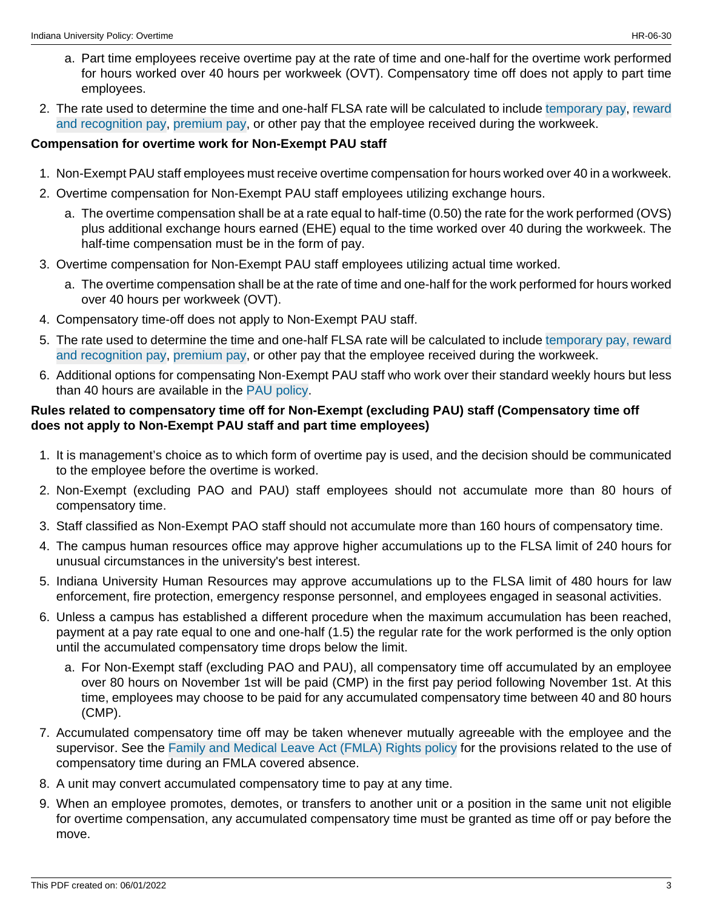a. Part time employees receive overtime pay at the rate of time and one-half for the overtime work performed for hours worked over 40 hours per workweek (OVT). Compensatory time off does not apply to part time employees.

2. The rate used to determine the time and one-half FLSA rate will be calculated to include temporary pay, reward and recognition pay, premium pay, or other pay that the employee received during the workweek.

**Compensation for overtime work for Non-Exempt PAU staff**

1. Non-Exempt PAU staff employees must receive overtime compensation for hours worked over 40 in a workweek.
2. Overtime compensation for Non-Exempt PAU staff employees utilizing exchange hours.
   a. The overtime compensation shall be at a rate equal to half-time (0.50) the rate for the work performed (OVS) plus additional exchange hours earned (EHE) equal to the time worked over 40 during the workweek. The half-time compensation must be in the form of pay.
3. Overtime compensation for Non-Exempt PAU staff employees utilizing actual time worked.
   a. The overtime compensation shall be at the rate of time and one-half for the work performed for hours worked over 40 hours per workweek (OVT).
4. Compensatory time-off does not apply to Non-Exempt PAU staff.
5. The rate used to determine the time and one-half FLSA rate will be calculated to include temporary pay, reward and recognition pay, premium pay, or other pay that the employee received during the workweek.
6. Additional options for compensating Non-Exempt PAU staff who work over their standard weekly hours but less than 40 hours are available in the PAU policy.

**Rules related to compensatory time off for Non-Exempt (excluding PAU) staff (Compensatory time off does not apply to Non-Exempt PAU staff and part time employees)**

1. It is management's choice as to which form of overtime pay is used, and the decision should be communicated to the employee before the overtime is worked.
2. Non-Exempt (excluding PAO and PAU) staff employees should not accumulate more than 80 hours of compensatory time.
3. Staff classified as Non-Exempt PAO staff should not accumulate more than 160 hours of compensatory time.
4. The campus human resources office may approve higher accumulations up to the FLSA limit of 240 hours for unusual circumstances in the university's best interest.
5. Indiana University Human Resources may approve accumulations up to the FLSA limit of 480 hours for law enforcement, fire protection, emergency response personnel, and employees engaged in seasonal activities.
6. Unless a campus has established a different procedure when the maximum accumulation has been reached, payment at a pay rate equal to one and one-half (1.5) the regular rate for the work performed is the only option until the accumulated compensatory time drops below the limit.
   a. For Non-Exempt staff (excluding PAO and PAU), all compensatory time off accumulated by an employee over 80 hours on November 1st will be paid (CMP) in the first pay period following November 1st. At this time, employees may choose to be paid for any accumulated compensatory time between 40 and 80 hours (CMP).
7. Accumulated compensatory time off may be taken whenever mutually agreeable with the employee and the supervisor. See the Family and Medical Leave Act (FMLA) Rights policy for the provisions related to the use of compensatory time during an FMLA covered absence.
8. A unit may convert accumulated compensatory time to pay at any time.
9. When an employee promotes, demotes, or transfers to another unit or a position in the same unit not eligible for overtime compensation, any accumulated compensatory time must be granted as time off or pay before the move.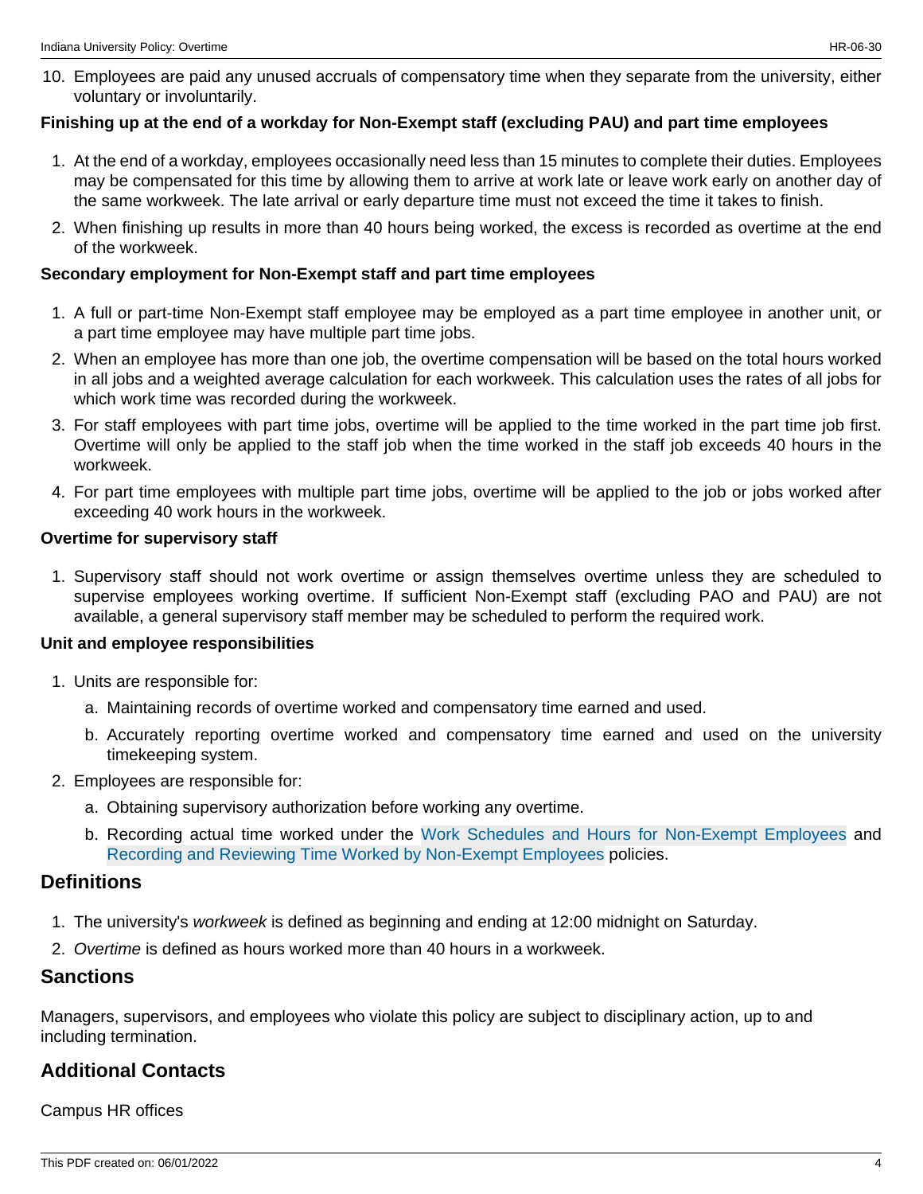10. Employees are paid any unused accruals of compensatory time when they separate from the university, either voluntary or involuntarily.

**Finishing up at the end of a workday for Non-Exempt staff (excluding PAU) and part time employees**

1. At the end of a workday, employees occasionally need less than 15 minutes to complete their duties. Employees may be compensated for this time by allowing them to arrive at work late or leave work early on another day of the same workweek. The late arrival or early departure time must not exceed the time it takes to finish.
2. When finishing up results in more than 40 hours being worked, the excess is recorded as overtime at the end of the workweek.

**Secondary employment for Non-Exempt staff and part time employees**

1. A full or part-time Non-Exempt staff employee may be employed as a part time employee in another unit, or a part time employee may have multiple part time jobs.
2. When an employee has more than one job, the overtime compensation will be based on the total hours worked in all jobs and a weighted average calculation for each workweek. This calculation uses the rates of all jobs for which work time was recorded during the workweek.
3. For staff employees with part time jobs, overtime will be applied to the time worked in the part time job first. Overtime will only be applied to the staff job when the time worked in the staff job exceeds 40 hours in the workweek.
4. For part time employees with multiple part time jobs, overtime will be applied to the job or jobs worked after exceeding 40 work hours in the workweek.

**Overtime for supervisory staff**

1. Supervisory staff should not work overtime or assign themselves overtime unless they are scheduled to supervise employees working overtime. If sufficient Non-Exempt staff (excluding PAO and PAU) are not available, a general supervisory staff member may be scheduled to perform the required work.

**Unit and employee responsibilities**

1. Units are responsible for:
   a. Maintaining records of overtime worked and compensatory time earned and used.
   b. Accurately reporting overtime worked and compensatory time earned and used on the university timekeeping system.
2. Employees are responsible for:
   a. Obtaining supervisory authorization before working any overtime.
   b. Recording actual time worked under the Work Schedules and Hours for Non-Exempt Employees and Recording and Reviewing Time Worked by Non-Exempt Employees policies.

## Definitions

1. The university's *workweek* is defined as beginning and ending at 12:00 midnight on Saturday.
2. *Overtime* is defined as hours worked more than 40 hours in a workweek.

## Sanctions

Managers, supervisors, and employees who violate this policy are subject to disciplinary action, up to and including termination.

## Additional Contacts

Campus HR offices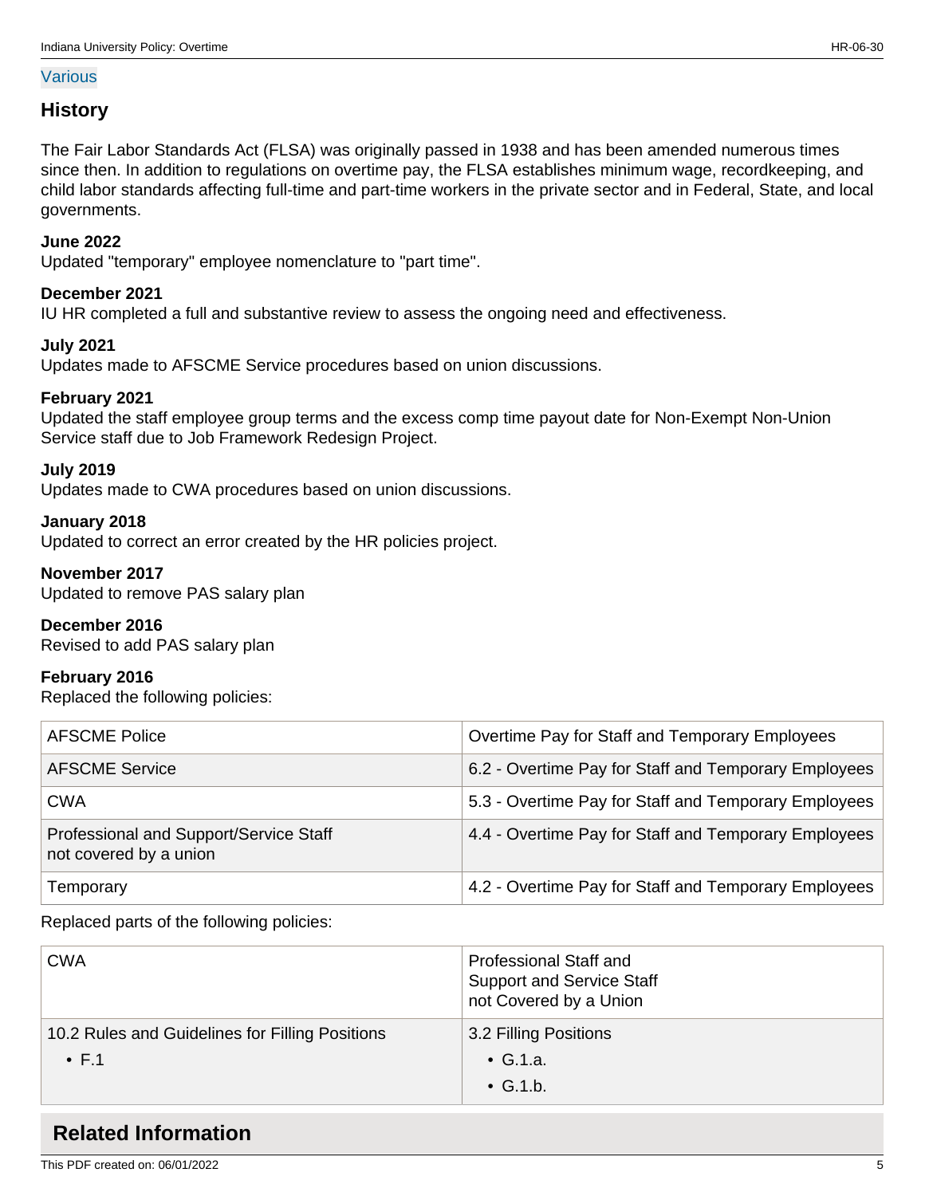Various

## History

The Fair Labor Standards Act (FLSA) was originally passed in 1938 and has been amended numerous times since then. In addition to regulations on overtime pay, the FLSA establishes minimum wage, recordkeeping, and child labor standards affecting full-time and part-time workers in the private sector and in Federal, State, and local governments.

**June 2022**
Updated "temporary" employee nomenclature to "part time".

**December 2021**
IU HR completed a full and substantive review to assess the ongoing need and effectiveness.

**July 2021**
Updates made to AFSCME Service procedures based on union discussions.

**February 2021**
Updated the staff employee group terms and the excess comp time payout date for Non-Exempt Non-Union Service staff due to Job Framework Redesign Project.

**July 2019**
Updates made to CWA procedures based on union discussions.

**January 2018**
Updated to correct an error created by the HR policies project.

**November 2017**
Updated to remove PAS salary plan

**December 2016**
Revised to add PAS salary plan

**February 2016**
Replaced the following policies:

| | |
|---|---|
| AFSCME Police | Overtime Pay for Staff and Temporary Employees |
| AFSCME Service | 6.2 - Overtime Pay for Staff and Temporary Employees |
| CWA | 5.3 - Overtime Pay for Staff and Temporary Employees |
| Professional and Support/Service Staff not covered by a union | 4.4 - Overtime Pay for Staff and Temporary Employees |
| Temporary | 4.2 - Overtime Pay for Staff and Temporary Employees |

Replaced parts of the following policies:

| CWA | Professional Staff and Support and Service Staff not Covered by a Union |
|---|---|
| 10.2 Rules and Guidelines for Filling Positions<br>• F.1 | 3.2 Filling Positions<br>• G.1.a.<br>• G.1.b. |

## Related Information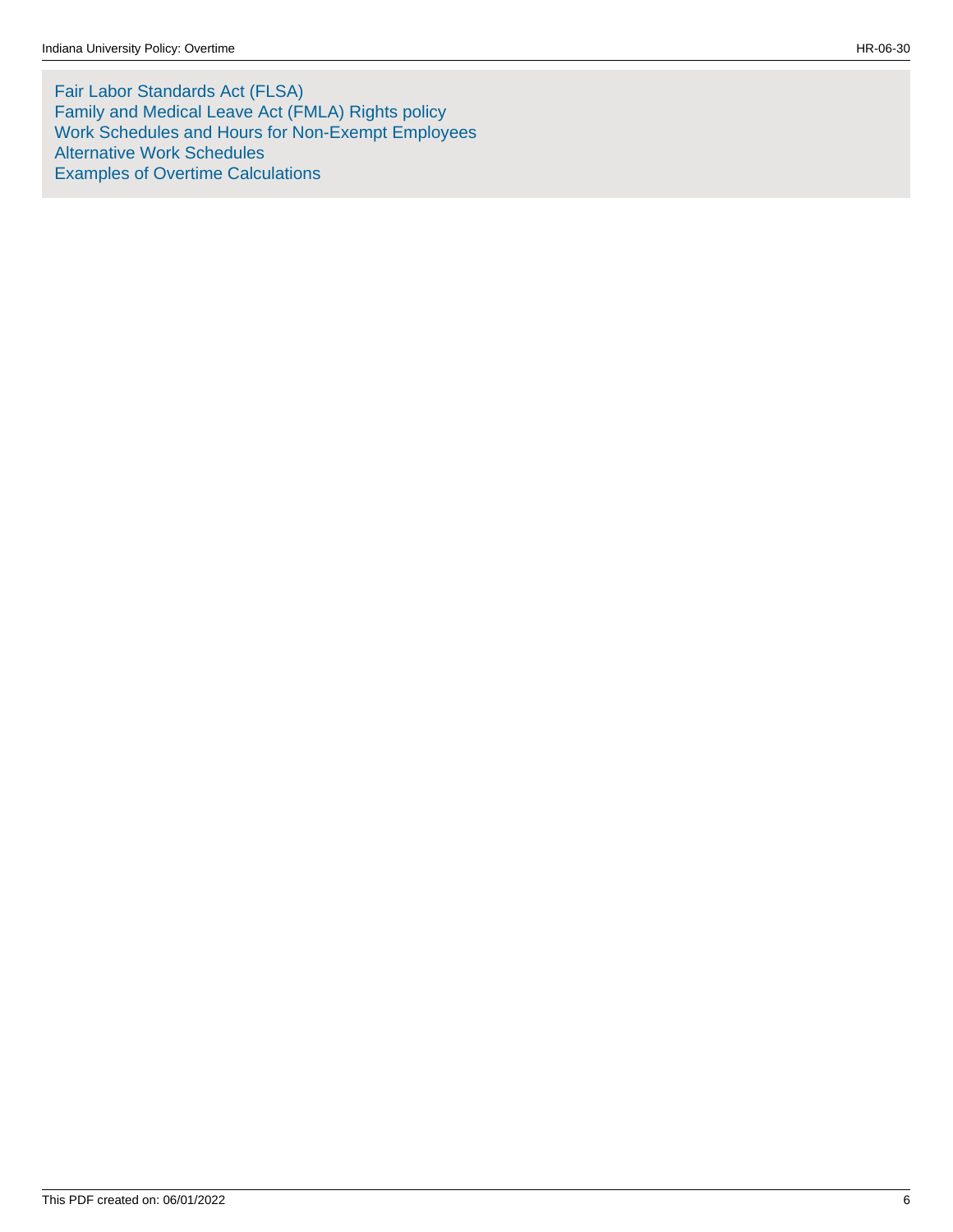Fair Labor Standards Act (FLSA)
Family and Medical Leave Act (FMLA) Rights policy
Work Schedules and Hours for Non-Exempt Employees
Alternative Work Schedules
Examples of Overtime Calculations